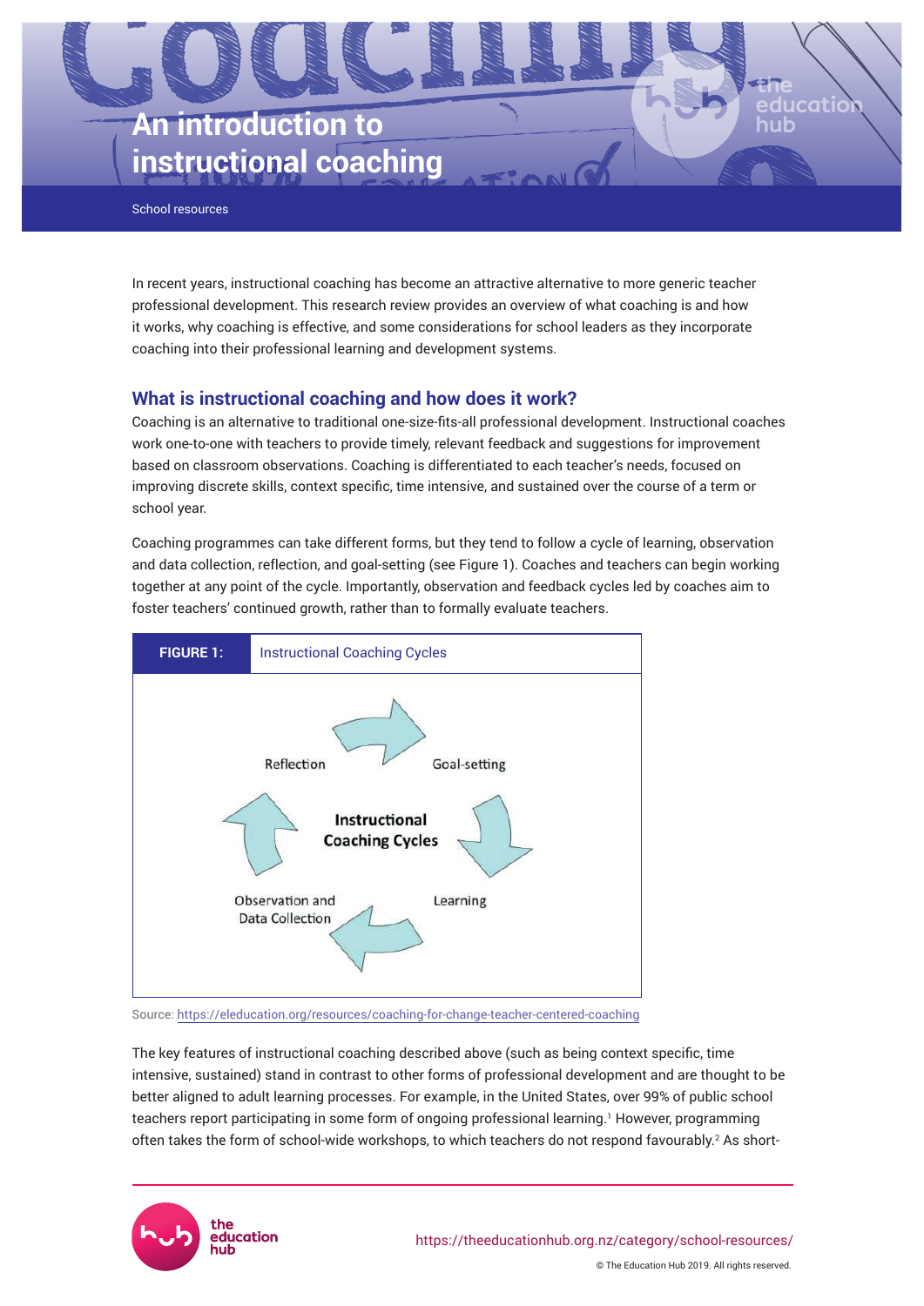# An introduction to instructional coaching

School resources

In recent years, instructional coaching has become an attractive alternative to more generic teacher professional development. This research review provides an overview of what coaching is and how it works, why coaching is effective, and some considerations for school leaders as they incorporate coaching into their professional learning and development systems.

## What is instructional coaching and how does it work?

Coaching is an alternative to traditional one-size-fits-all professional development. Instructional coaches work one-to-one with teachers to provide timely, relevant feedback and suggestions for improvement based on classroom observations. Coaching is differentiated to each teacher's needs, focused on improving discrete skills, context specific, time intensive, and sustained over the course of a term or school year.

Coaching programmes can take different forms, but they tend to follow a cycle of learning, observation and data collection, reflection, and goal-setting (see Figure 1). Coaches and teachers can begin working together at any point of the cycle. Importantly, observation and feedback cycles led by coaches aim to foster teachers' continued growth, rather than to formally evaluate teachers.

**FIGURE 1:** Instructional Coaching Cycles

Instructional Coaching Cycles: Reflection → Goal-setting → Learning → Observation and Data Collection → Reflection

Source: https://eleducation.org/resources/coaching-for-change-teacher-centered-coaching

The key features of instructional coaching described above (such as being context specific, time intensive, sustained) stand in contrast to other forms of professional development and are thought to be better aligned to adult learning processes. For example, in the United States, over 99% of public school teachers report participating in some form of ongoing professional learning.[1] However, programming often takes the form of school-wide workshops, to which teachers do not respond favourably.[2] As short-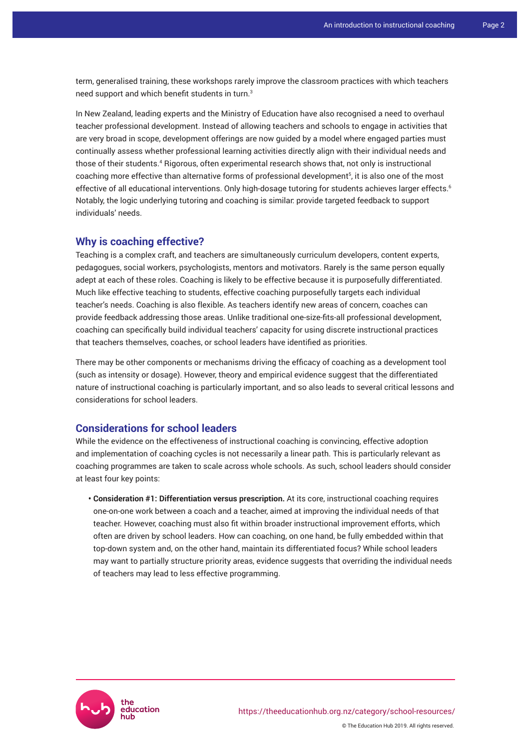term, generalised training, these workshops rarely improve the classroom practices with which teachers need support and which benefit students in turn.[3]

In New Zealand, leading experts and the Ministry of Education have also recognised a need to overhaul teacher professional development. Instead of allowing teachers and schools to engage in activities that are very broad in scope, development offerings are now guided by a model where engaged parties must continually assess whether professional learning activities directly align with their individual needs and those of their students.[4] Rigorous, often experimental research shows that, not only is instructional coaching more effective than alternative forms of professional development[5], it is also one of the most effective of all educational interventions. Only high-dosage tutoring for students achieves larger effects.[6] Notably, the logic underlying tutoring and coaching is similar: provide targeted feedback to support individuals' needs.

## Why is coaching effective?

Teaching is a complex craft, and teachers are simultaneously curriculum developers, content experts, pedagogues, social workers, psychologists, mentors and motivators. Rarely is the same person equally adept at each of these roles. Coaching is likely to be effective because it is purposefully differentiated. Much like effective teaching to students, effective coaching purposefully targets each individual teacher's needs. Coaching is also flexible. As teachers identify new areas of concern, coaches can provide feedback addressing those areas. Unlike traditional one-size-fits-all professional development, coaching can specifically build individual teachers' capacity for using discrete instructional practices that teachers themselves, coaches, or school leaders have identified as priorities.

There may be other components or mechanisms driving the efficacy of coaching as a development tool (such as intensity or dosage). However, theory and empirical evidence suggest that the differentiated nature of instructional coaching is particularly important, and so also leads to several critical lessons and considerations for school leaders.

## Considerations for school leaders

While the evidence on the effectiveness of instructional coaching is convincing, effective adoption and implementation of coaching cycles is not necessarily a linear path. This is particularly relevant as coaching programmes are taken to scale across whole schools. As such, school leaders should consider at least four key points:

- **Consideration #1: Differentiation versus prescription.** At its core, instructional coaching requires one-on-one work between a coach and a teacher, aimed at improving the individual needs of that teacher. However, coaching must also fit within broader instructional improvement efforts, which often are driven by school leaders. How can coaching, on one hand, be fully embedded within that top-down system and, on the other hand, maintain its differentiated focus? While school leaders may want to partially structure priority areas, evidence suggests that overriding the individual needs of teachers may lead to less effective programming.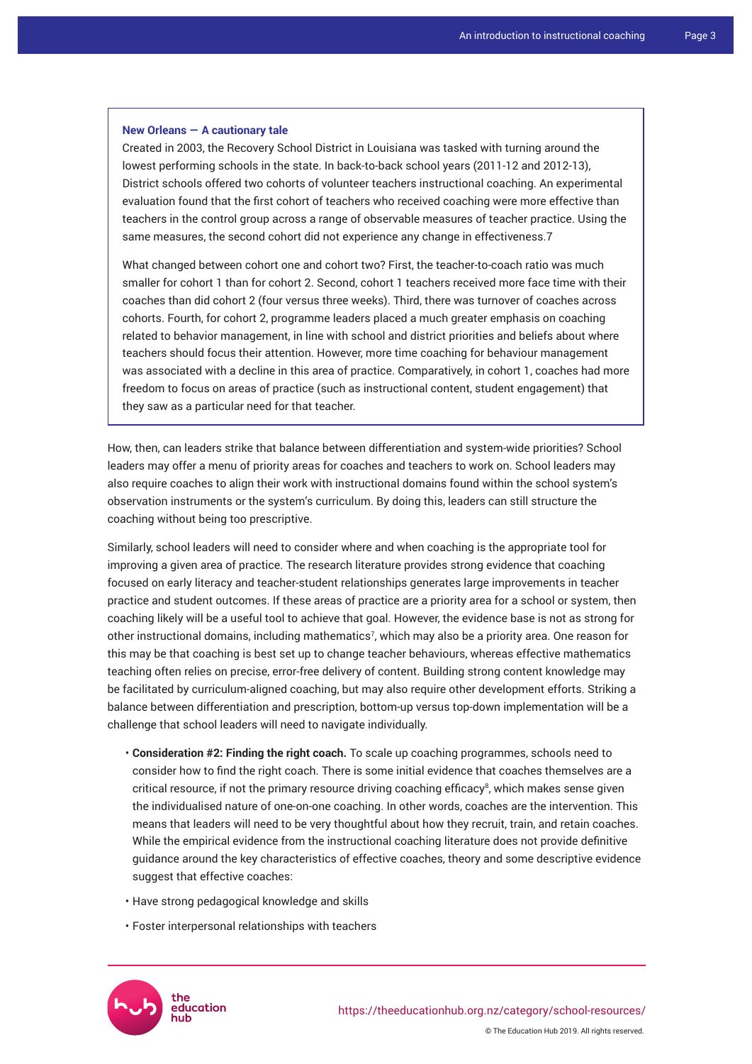**New Orleans — A cautionary tale**

Created in 2003, the Recovery School District in Louisiana was tasked with turning around the lowest performing schools in the state. In back-to-back school years (2011-12 and 2012-13), District schools offered two cohorts of volunteer teachers instructional coaching. An experimental evaluation found that the first cohort of teachers who received coaching were more effective than teachers in the control group across a range of observable measures of teacher practice. Using the same measures, the second cohort did not experience any change in effectiveness.7

What changed between cohort one and cohort two? First, the teacher-to-coach ratio was much smaller for cohort 1 than for cohort 2. Second, cohort 1 teachers received more face time with their coaches than did cohort 2 (four versus three weeks). Third, there was turnover of coaches across cohorts. Fourth, for cohort 2, programme leaders placed a much greater emphasis on coaching related to behavior management, in line with school and district priorities and beliefs about where teachers should focus their attention. However, more time coaching for behaviour management was associated with a decline in this area of practice. Comparatively, in cohort 1, coaches had more freedom to focus on areas of practice (such as instructional content, student engagement) that they saw as a particular need for that teacher.

How, then, can leaders strike that balance between differentiation and system-wide priorities? School leaders may offer a menu of priority areas for coaches and teachers to work on. School leaders may also require coaches to align their work with instructional domains found within the school system's observation instruments or the system's curriculum. By doing this, leaders can still structure the coaching without being too prescriptive.

Similarly, school leaders will need to consider where and when coaching is the appropriate tool for improving a given area of practice. The research literature provides strong evidence that coaching focused on early literacy and teacher-student relationships generates large improvements in teacher practice and student outcomes. If these areas of practice are a priority area for a school or system, then coaching likely will be a useful tool to achieve that goal. However, the evidence base is not as strong for other instructional domains, including mathematics[7], which may also be a priority area. One reason for this may be that coaching is best set up to change teacher behaviours, whereas effective mathematics teaching often relies on precise, error-free delivery of content. Building strong content knowledge may be facilitated by curriculum-aligned coaching, but may also require other development efforts. Striking a balance between differentiation and prescription, bottom-up versus top-down implementation will be a challenge that school leaders will need to navigate individually.

- **Consideration #2: Finding the right coach.** To scale up coaching programmes, schools need to consider how to find the right coach. There is some initial evidence that coaches themselves are a critical resource, if not the primary resource driving coaching efficacy[8], which makes sense given the individualised nature of one-on-one coaching. In other words, coaches are the intervention. This means that leaders will need to be very thoughtful about how they recruit, train, and retain coaches. While the empirical evidence from the instructional coaching literature does not provide definitive guidance around the key characteristics of effective coaches, theory and some descriptive evidence suggest that effective coaches:
- Have strong pedagogical knowledge and skills
- Foster interpersonal relationships with teachers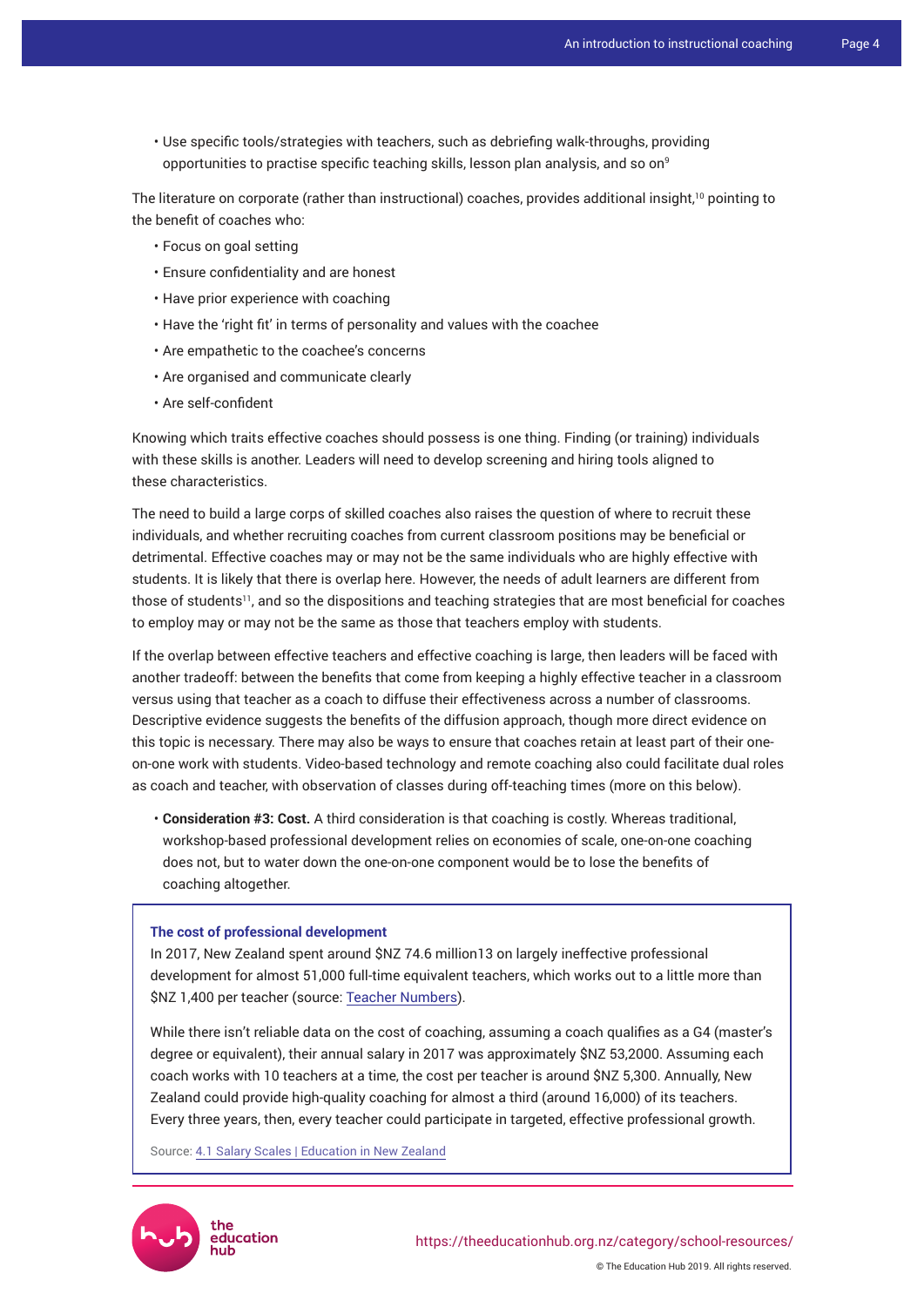- Use specific tools/strategies with teachers, such as debriefing walk-throughs, providing opportunities to practise specific teaching skills, lesson plan analysis, and so on[9]

The literature on corporate (rather than instructional) coaches, provides additional insight,[10] pointing to the benefit of coaches who:

- Focus on goal setting
- Ensure confidentiality and are honest
- Have prior experience with coaching
- Have the 'right fit' in terms of personality and values with the coachee
- Are empathetic to the coachee's concerns
- Are organised and communicate clearly
- Are self-confident

Knowing which traits effective coaches should possess is one thing. Finding (or training) individuals with these skills is another. Leaders will need to develop screening and hiring tools aligned to these characteristics.

The need to build a large corps of skilled coaches also raises the question of where to recruit these individuals, and whether recruiting coaches from current classroom positions may be beneficial or detrimental. Effective coaches may or may not be the same individuals who are highly effective with students. It is likely that there is overlap here. However, the needs of adult learners are different from those of students[11], and so the dispositions and teaching strategies that are most beneficial for coaches to employ may or may not be the same as those that teachers employ with students.

If the overlap between effective teachers and effective coaching is large, then leaders will be faced with another tradeoff: between the benefits that come from keeping a highly effective teacher in a classroom versus using that teacher as a coach to diffuse their effectiveness across a number of classrooms. Descriptive evidence suggests the benefits of the diffusion approach, though more direct evidence on this topic is necessary. There may also be ways to ensure that coaches retain at least part of their one-on-one work with students. Video-based technology and remote coaching also could facilitate dual roles as coach and teacher, with observation of classes during off-teaching times (more on this below).

- **Consideration #3: Cost.** A third consideration is that coaching is costly. Whereas traditional, workshop-based professional development relies on economies of scale, one-on-one coaching does not, but to water down the one-on-one component would be to lose the benefits of coaching altogether.

> **The cost of professional development**
>
> In 2017, New Zealand spent around $NZ 74.6 million13 on largely ineffective professional development for almost 51,000 full-time equivalent teachers, which works out to a little more than $NZ 1,400 per teacher (source: Teacher Numbers).
>
> While there isn't reliable data on the cost of coaching, assuming a coach qualifies as a G4 (master's degree or equivalent), their annual salary in 2017 was approximately $NZ 53,2000. Assuming each coach works with 10 teachers at a time, the cost per teacher is around $NZ 5,300. Annually, New Zealand could provide high-quality coaching for almost a third (around 16,000) of its teachers. Every three years, then, every teacher could participate in targeted, effective professional growth.
>
> Source: 4.1 Salary Scales | Education in New Zealand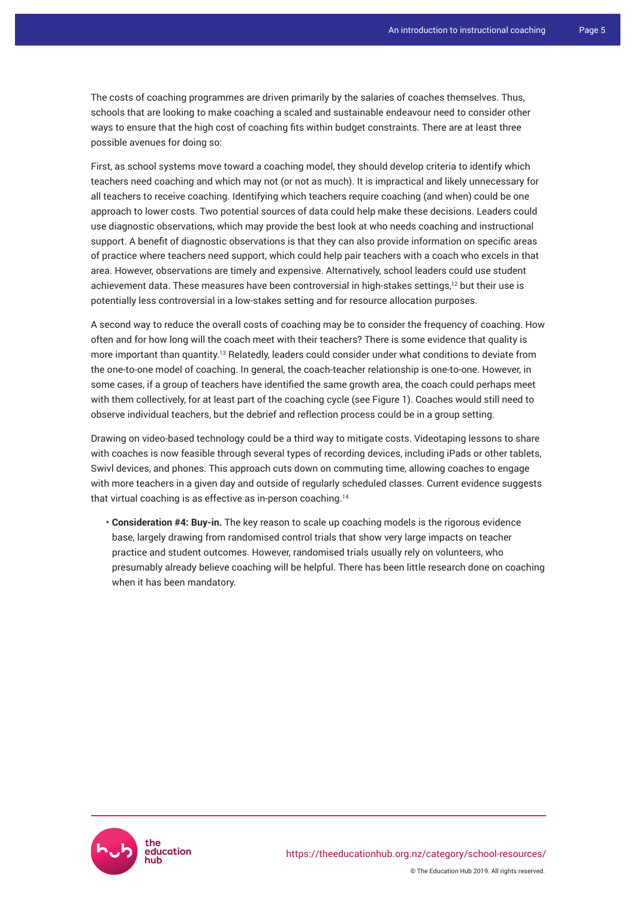The costs of coaching programmes are driven primarily by the salaries of coaches themselves. Thus, schools that are looking to make coaching a scaled and sustainable endeavour need to consider other ways to ensure that the high cost of coaching fits within budget constraints. There are at least three possible avenues for doing so:

First, as school systems move toward a coaching model, they should develop criteria to identify which teachers need coaching and which may not (or not as much). It is impractical and likely unnecessary for all teachers to receive coaching. Identifying which teachers require coaching (and when) could be one approach to lower costs. Two potential sources of data could help make these decisions. Leaders could use diagnostic observations, which may provide the best look at who needs coaching and instructional support. A benefit of diagnostic observations is that they can also provide information on specific areas of practice where teachers need support, which could help pair teachers with a coach who excels in that area. However, observations are timely and expensive. Alternatively, school leaders could use student achievement data. These measures have been controversial in high-stakes settings,[12] but their use is potentially less controversial in a low-stakes setting and for resource allocation purposes.

A second way to reduce the overall costs of coaching may be to consider the frequency of coaching. How often and for how long will the coach meet with their teachers? There is some evidence that quality is more important than quantity.[13] Relatedly, leaders could consider under what conditions to deviate from the one-to-one model of coaching. In general, the coach-teacher relationship is one-to-one. However, in some cases, if a group of teachers have identified the same growth area, the coach could perhaps meet with them collectively, for at least part of the coaching cycle (see Figure 1). Coaches would still need to observe individual teachers, but the debrief and reflection process could be in a group setting.

Drawing on video-based technology could be a third way to mitigate costs. Videotaping lessons to share with coaches is now feasible through several types of recording devices, including iPads or other tablets, Swivl devices, and phones. This approach cuts down on commuting time, allowing coaches to engage with more teachers in a given day and outside of regularly scheduled classes. Current evidence suggests that virtual coaching is as effective as in-person coaching.[14]

- **Consideration #4: Buy-in.** The key reason to scale up coaching models is the rigorous evidence base, largely drawing from randomised control trials that show very large impacts on teacher practice and student outcomes. However, randomised trials usually rely on volunteers, who presumably already believe coaching will be helpful. There has been little research done on coaching when it has been mandatory.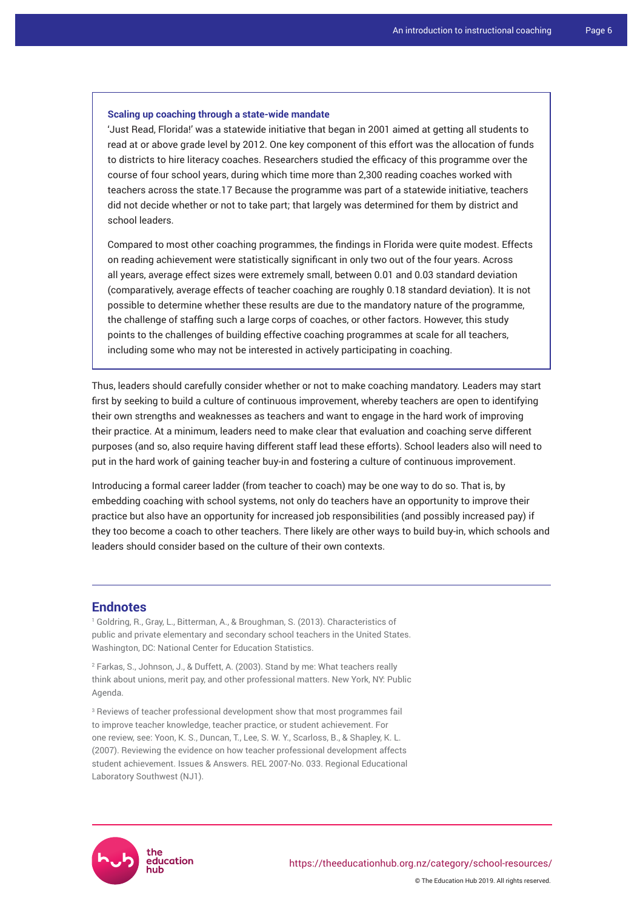### Scaling up coaching through a state-wide mandate

'Just Read, Florida!' was a statewide initiative that began in 2001 aimed at getting all students to read at or above grade level by 2012. One key component of this effort was the allocation of funds to districts to hire literacy coaches. Researchers studied the efficacy of this programme over the course of four school years, during which time more than 2,300 reading coaches worked with teachers across the state.17 Because the programme was part of a statewide initiative, teachers did not decide whether or not to take part; that largely was determined for them by district and school leaders.

Compared to most other coaching programmes, the findings in Florida were quite modest. Effects on reading achievement were statistically significant in only two out of the four years. Across all years, average effect sizes were extremely small, between 0.01 and 0.03 standard deviation (comparatively, average effects of teacher coaching are roughly 0.18 standard deviation). It is not possible to determine whether these results are due to the mandatory nature of the programme, the challenge of staffing such a large corps of coaches, or other factors. However, this study points to the challenges of building effective coaching programmes at scale for all teachers, including some who may not be interested in actively participating in coaching.

Thus, leaders should carefully consider whether or not to make coaching mandatory. Leaders may start first by seeking to build a culture of continuous improvement, whereby teachers are open to identifying their own strengths and weaknesses as teachers and want to engage in the hard work of improving their practice. At a minimum, leaders need to make clear that evaluation and coaching serve different purposes (and so, also require having different staff lead these efforts). School leaders also will need to put in the hard work of gaining teacher buy-in and fostering a culture of continuous improvement.

Introducing a formal career ladder (from teacher to coach) may be one way to do so. That is, by embedding coaching with school systems, not only do teachers have an opportunity to improve their practice but also have an opportunity for increased job responsibilities (and possibly increased pay) if they too become a coach to other teachers. There likely are other ways to build buy-in, which schools and leaders should consider based on the culture of their own contexts.

## Endnotes

[1] Goldring, R., Gray, L., Bitterman, A., & Broughman, S. (2013). Characteristics of public and private elementary and secondary school teachers in the United States. Washington, DC: National Center for Education Statistics.

[2] Farkas, S., Johnson, J., & Duffett, A. (2003). Stand by me: What teachers really think about unions, merit pay, and other professional matters. New York, NY: Public Agenda.

[3] Reviews of teacher professional development show that most programmes fail to improve teacher knowledge, teacher practice, or student achievement. For one review, see: Yoon, K. S., Duncan, T., Lee, S. W. Y., Scarloss, B., & Shapley, K. L. (2007). Reviewing the evidence on how teacher professional development affects student achievement. Issues & Answers. REL 2007-No. 033. Regional Educational Laboratory Southwest (NJ1).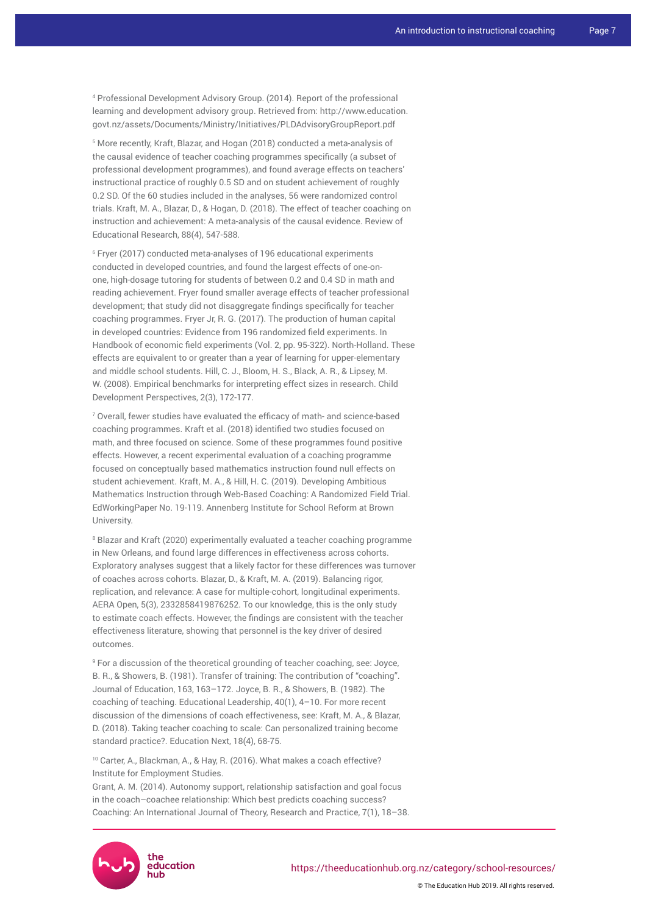[4] Professional Development Advisory Group. (2014). Report of the professional learning and development advisory group. Retrieved from: http://www.education.govt.nz/assets/Documents/Ministry/Initiatives/PLDAdvisoryGroupReport.pdf

[5] More recently, Kraft, Blazar, and Hogan (2018) conducted a meta-analysis of the causal evidence of teacher coaching programmes specifically (a subset of professional development programmes), and found average effects on teachers' instructional practice of roughly 0.5 SD and on student achievement of roughly 0.2 SD. Of the 60 studies included in the analyses, 56 were randomized control trials. Kraft, M. A., Blazar, D., & Hogan, D. (2018). The effect of teacher coaching on instruction and achievement: A meta-analysis of the causal evidence. Review of Educational Research, 88(4), 547-588.

[6] Fryer (2017) conducted meta-analyses of 196 educational experiments conducted in developed countries, and found the largest effects of one-on-one, high-dosage tutoring for students of between 0.2 and 0.4 SD in math and reading achievement. Fryer found smaller average effects of teacher professional development; that study did not disaggregate findings specifically for teacher coaching programmes. Fryer Jr, R. G. (2017). The production of human capital in developed countries: Evidence from 196 randomized field experiments. In Handbook of economic field experiments (Vol. 2, pp. 95-322). North-Holland. These effects are equivalent to or greater than a year of learning for upper-elementary and middle school students. Hill, C. J., Bloom, H. S., Black, A. R., & Lipsey, M. W. (2008). Empirical benchmarks for interpreting effect sizes in research. Child Development Perspectives, 2(3), 172-177.

[7] Overall, fewer studies have evaluated the efficacy of math- and science-based coaching programmes. Kraft et al. (2018) identified two studies focused on math, and three focused on science. Some of these programmes found positive effects. However, a recent experimental evaluation of a coaching programme focused on conceptually based mathematics instruction found null effects on student achievement. Kraft, M. A., & Hill, H. C. (2019). Developing Ambitious Mathematics Instruction through Web-Based Coaching: A Randomized Field Trial. EdWorkingPaper No. 19-119. Annenberg Institute for School Reform at Brown University.

[8] Blazar and Kraft (2020) experimentally evaluated a teacher coaching programme in New Orleans, and found large differences in effectiveness across cohorts. Exploratory analyses suggest that a likely factor for these differences was turnover of coaches across cohorts. Blazar, D., & Kraft, M. A. (2019). Balancing rigor, replication, and relevance: A case for multiple-cohort, longitudinal experiments. AERA Open, 5(3), 2332858419876252. To our knowledge, this is the only study to estimate coach effects. However, the findings are consistent with the teacher effectiveness literature, showing that personnel is the key driver of desired outcomes.

[9] For a discussion of the theoretical grounding of teacher coaching, see: Joyce, B. R., & Showers, B. (1981). Transfer of training: The contribution of "coaching". Journal of Education, 163, 163–172. Joyce, B. R., & Showers, B. (1982). The coaching of teaching. Educational Leadership, 40(1), 4–10. For more recent discussion of the dimensions of coach effectiveness, see: Kraft, M. A., & Blazar, D. (2018). Taking teacher coaching to scale: Can personalized training become standard practice?. Education Next, 18(4), 68-75.

[10] Carter, A., Blackman, A., & Hay, R. (2016). What makes a coach effective? Institute for Employment Studies.
Grant, A. M. (2014). Autonomy support, relationship satisfaction and goal focus in the coach–coachee relationship: Which best predicts coaching success? Coaching: An International Journal of Theory, Research and Practice, 7(1), 18–38.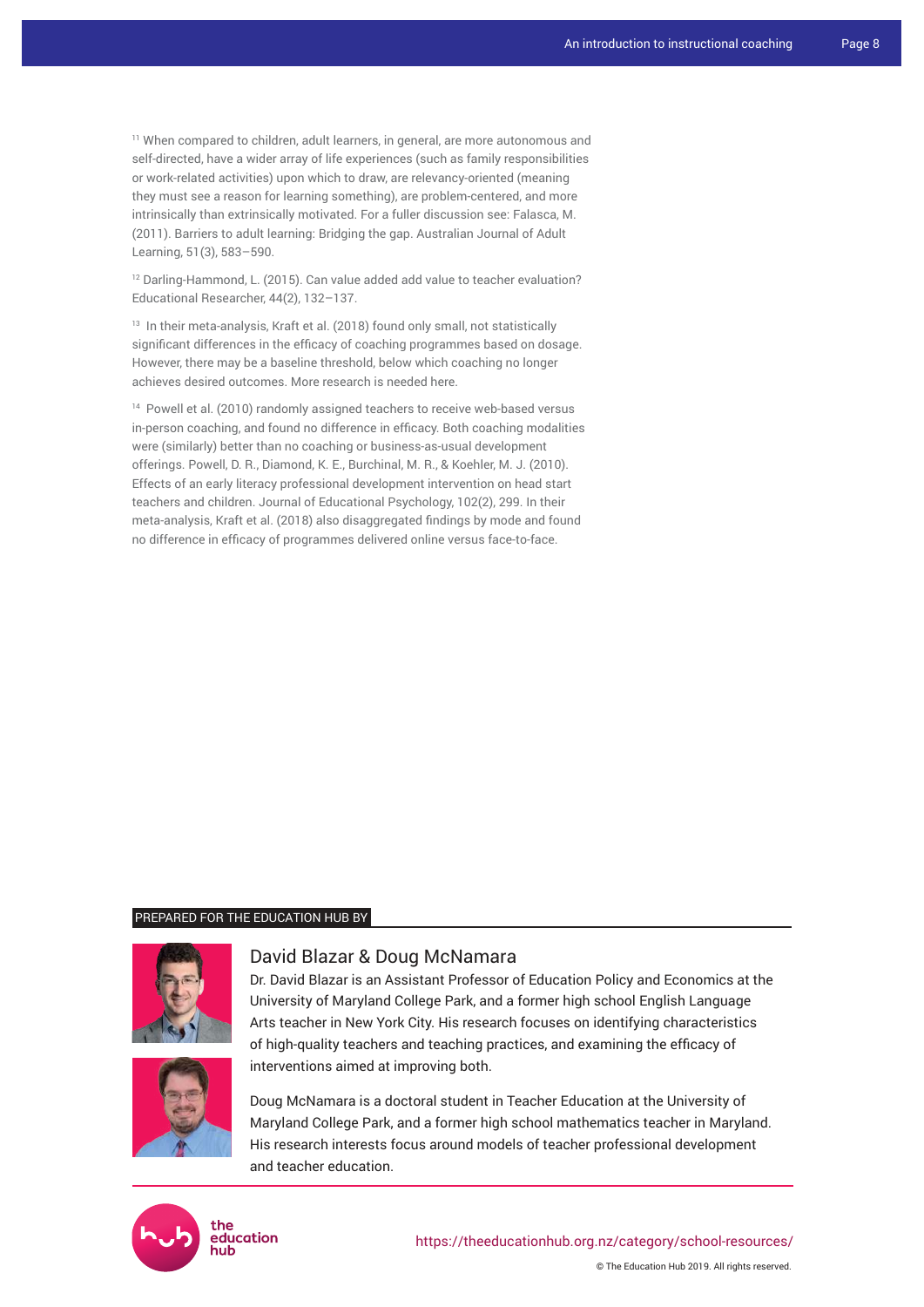[11] When compared to children, adult learners, in general, are more autonomous and self-directed, have a wider array of life experiences (such as family responsibilities or work-related activities) upon which to draw, are relevancy-oriented (meaning they must see a reason for learning something), are problem-centered, and more intrinsically than extrinsically motivated. For a fuller discussion see: Falasca, M. (2011). Barriers to adult learning: Bridging the gap. Australian Journal of Adult Learning, 51(3), 583–590.

[12] Darling-Hammond, L. (2015). Can value added add value to teacher evaluation? Educational Researcher, 44(2), 132–137.

[13] In their meta-analysis, Kraft et al. (2018) found only small, not statistically significant differences in the efficacy of coaching programmes based on dosage. However, there may be a baseline threshold, below which coaching no longer achieves desired outcomes. More research is needed here.

[14] Powell et al. (2010) randomly assigned teachers to receive web-based versus in-person coaching, and found no difference in efficacy. Both coaching modalities were (similarly) better than no coaching or business-as-usual development offerings. Powell, D. R., Diamond, K. E., Burchinal, M. R., & Koehler, M. J. (2010). Effects of an early literacy professional development intervention on head start teachers and children. Journal of Educational Psychology, 102(2), 299. In their meta-analysis, Kraft et al. (2018) also disaggregated findings by mode and found no difference in efficacy of programmes delivered online versus face-to-face.

PREPARED FOR THE EDUCATION HUB BY

## David Blazar & Doug McNamara

Dr. David Blazar is an Assistant Professor of Education Policy and Economics at the University of Maryland College Park, and a former high school English Language Arts teacher in New York City. His research focuses on identifying characteristics of high-quality teachers and teaching practices, and examining the efficacy of interventions aimed at improving both.

Doug McNamara is a doctoral student in Teacher Education at the University of Maryland College Park, and a former high school mathematics teacher in Maryland. His research interests focus around models of teacher professional development and teacher education.

the education hub

https://theeducationhub.org.nz/category/school-resources/

© The Education Hub 2019. All rights reserved.